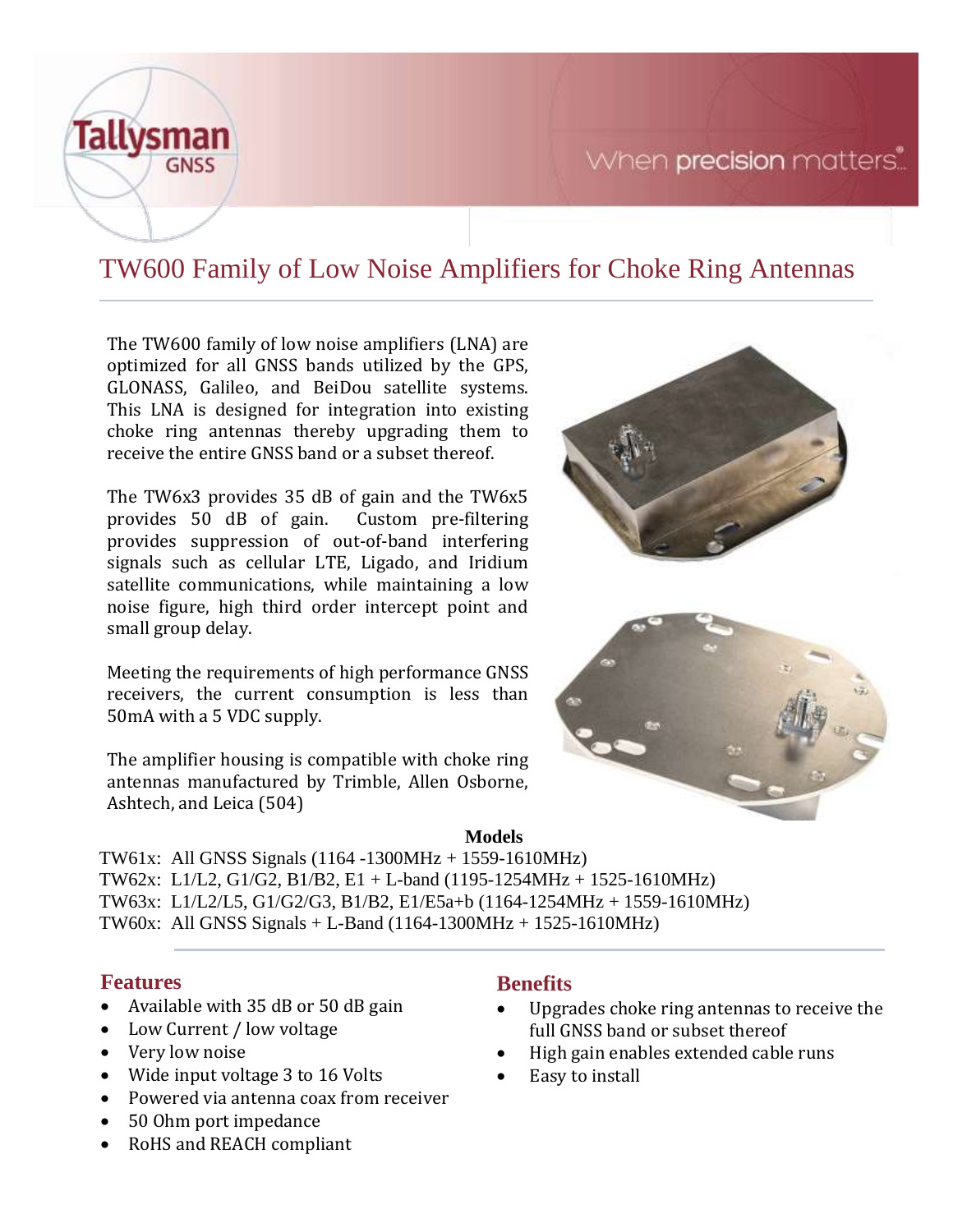Tallysman GNSS

When precision matters

# TW600 Family of Low Noise Amplifiers for Choke Ring Antennas

The TW600 family of low noise amplifiers (LNA) are optimized for all GNSS bands utilized by the GPS, GLONASS, Galileo, and BeiDou satellite systems. This LNA is designed for integration into existing choke ring antennas thereby upgrading them to receive the entire GNSS band or a subset thereof.

The TW6x3 provides 35 dB of gain and the TW6x5 provides 50 dB of gain. Custom pre-filtering provides suppression of out-of-band interfering signals such as cellular LTE, Ligado, and Iridium satellite communications, while maintaining a low noise figure, high third order intercept point and small group delay.

Meeting the requirements of high performance GNSS receivers, the current consumption is less than 50mA with a 5 VDC supply.

The amplifier housing is compatible with choke ring antennas manufactured by Trimble, Allen Osborne, Ashtech, and Leica (504)

**Models**

TW61x: All GNSS Signals (1164 -1300MHz + 1559-1610MHz)
TW62x: L1/L2, G1/G2, B1/B2, E1 + L-band (1195-1254MHz + 1525-1610MHz)
TW63x: L1/L2/L5, G1/G2/G3, B1/B2, E1/E5a+b (1164-1254MHz + 1559-1610MHz)
TW60x: All GNSS Signals + L-Band (1164-1300MHz + 1525-1610MHz)

## Features

- Available with 35 dB or 50 dB gain
- Low Current / low voltage
- Very low noise
- Wide input voltage 3 to 16 Volts
- Powered via antenna coax from receiver
- 50 Ohm port impedance
- RoHS and REACH compliant

## Benefits

- Upgrades choke ring antennas to receive the full GNSS band or subset thereof
- High gain enables extended cable runs
- Easy to install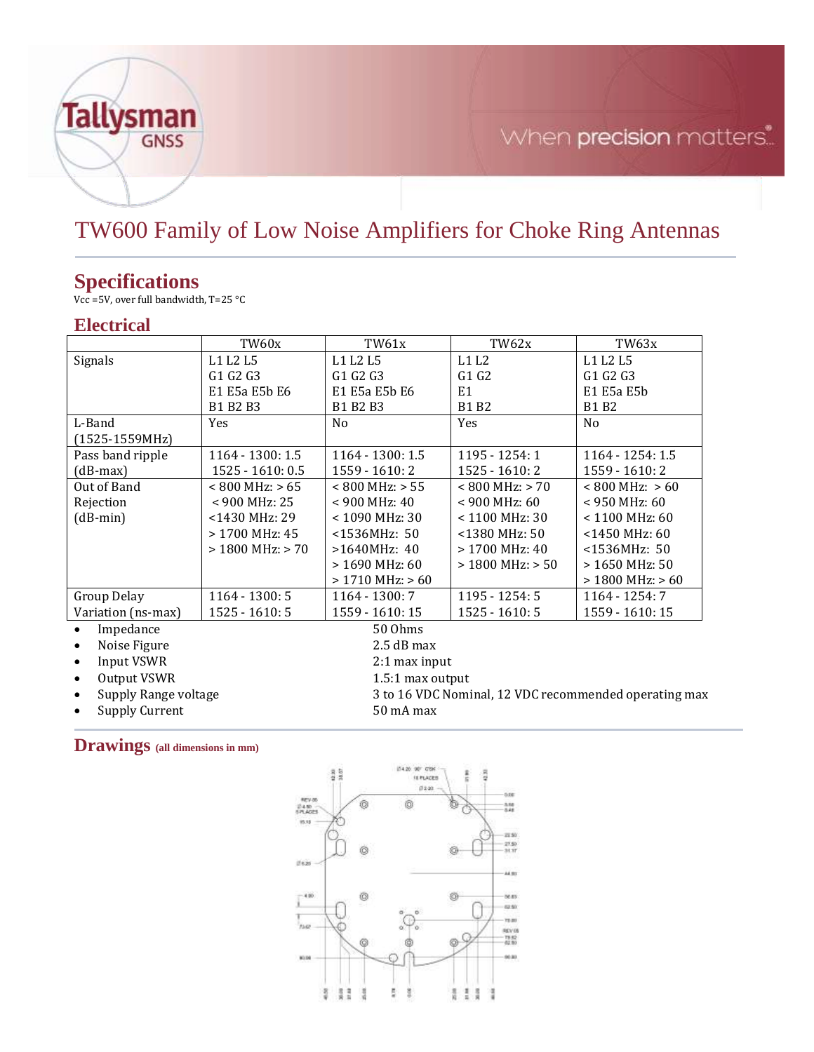# TW600 Family of Low Noise Amplifiers for Choke Ring Antennas

## Specifications

Vcc =5V, over full bandwidth, T=25 °C

### Electrical

| | TW60x | TW61x | TW62x | TW63x |
|---|---|---|---|---|
| Signals | L1 L2 L5<br>G1 G2 G3<br>E1 E5a E5b E6<br>B1 B2 B3 | L1 L2 L5<br>G1 G2 G3<br>E1 E5a E5b E6<br>B1 B2 B3 | L1 L2<br>G1 G2<br>E1<br>B1 B2 | L1 L2 L5<br>G1 G2 G3<br>E1 E5a E5b<br>B1 B2 |
| L-Band (1525-1559MHz) | Yes | No | Yes | No |
| Pass band ripple (dB-max) | 1164 - 1300: 1.5<br>1525 - 1610: 0.5 | 1164 - 1300: 1.5<br>1559 - 1610: 2 | 1195 - 1254: 1<br>1525 - 1610: 2 | 1164 - 1254: 1.5<br>1559 - 1610: 2 |
| Out of Band Rejection (dB-min) | < 800 MHz: > 65<br>< 900 MHz: 25<br><1430 MHz: 29<br>> 1700 MHz: 45<br>> 1800 MHz: > 70 | < 800 MHz: > 55<br>< 900 MHz: 40<br>< 1090 MHz: 30<br><1536MHz: 50<br>>1640MHz: 40<br>> 1690 MHz: 60<br>> 1710 MHz: > 60 | < 800 MHz: > 70<br>< 900 MHz: 60<br>< 1100 MHz: 30<br><1380 MHz: 50<br>> 1700 MHz: 40<br>> 1800 MHz: > 50 | < 800 MHz: > 60<br>< 950 MHz: 60<br>< 1100 MHz: 60<br><1450 MHz: 60<br><1536MHz: 50<br>> 1650 MHz: 50<br>> 1800 MHz: > 60 |
| Group Delay Variation (ns-max) | 1164 - 1300: 5<br>1525 - 1610: 5 | 1164 - 1300: 7<br>1559 - 1610: 15 | 1195 - 1254: 5<br>1525 - 1610: 5 | 1164 - 1254: 7<br>1559 - 1610: 15 |

- Impedance — 50 Ohms
- Noise Figure — 2.5 dB max
- Input VSWR — 2:1 max input
- Output VSWR — 1.5:1 max output
- Supply Range voltage — 3 to 16 VDC Nominal, 12 VDC recommended operating max
- Supply Current — 50 mA max

## Drawings (all dimensions in mm)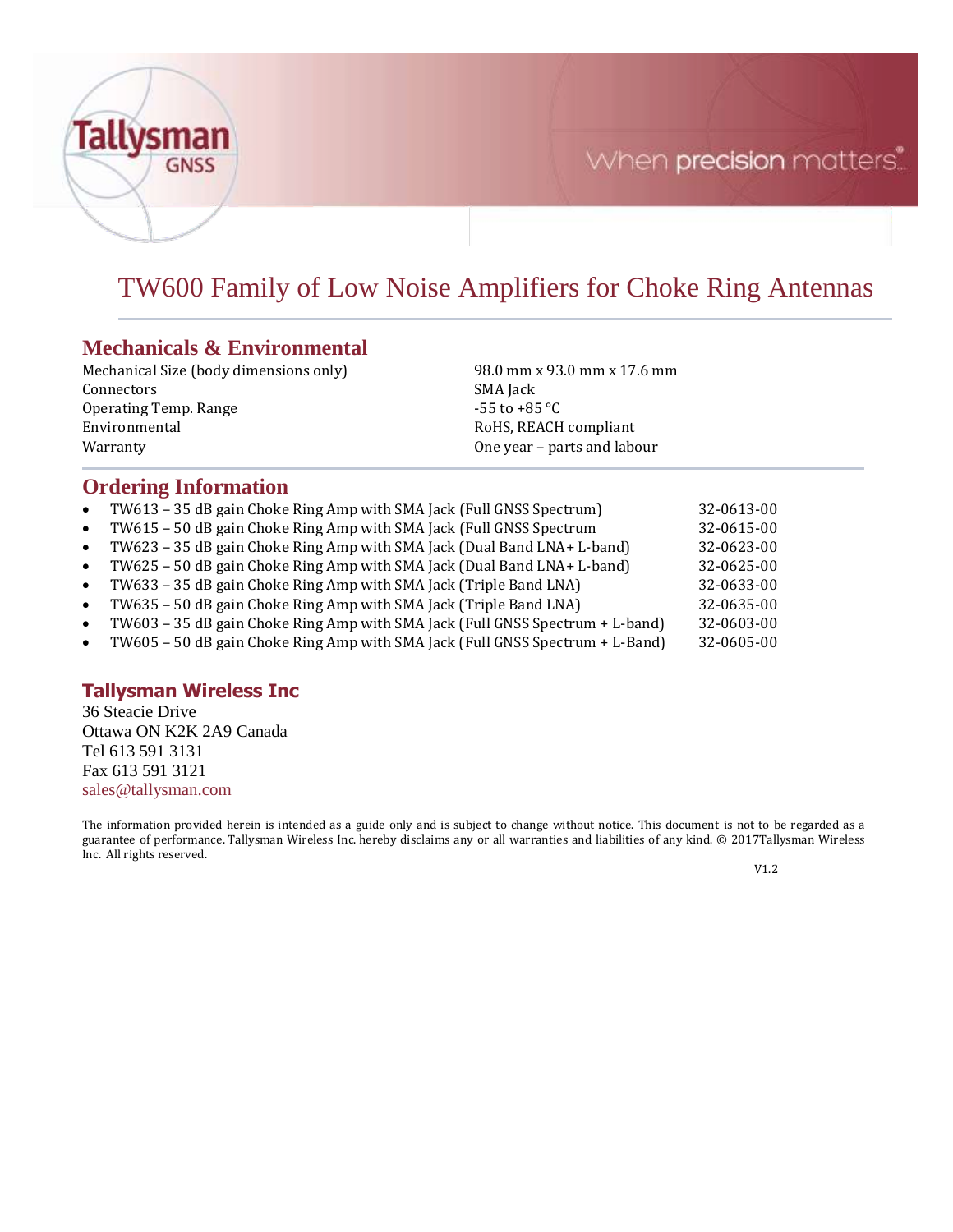# TW600 Family of Low Noise Amplifiers for Choke Ring Antennas

## Mechanicals & Environmental

| | |
|---|---|
| Mechanical Size (body dimensions only) | 98.0 mm x 93.0 mm x 17.6 mm |
| Connectors | SMA Jack |
| Operating Temp. Range | -55 to +85 °C |
| Environmental | RoHS, REACH compliant |
| Warranty | One year – parts and labour |

## Ordering Information

- TW613 – 35 dB gain Choke Ring Amp with SMA Jack (Full GNSS Spectrum) 32-0613-00
- TW615 – 50 dB gain Choke Ring Amp with SMA Jack (Full GNSS Spectrum 32-0615-00
- TW623 – 35 dB gain Choke Ring Amp with SMA Jack (Dual Band LNA+ L-band) 32-0623-00
- TW625 – 50 dB gain Choke Ring Amp with SMA Jack (Dual Band LNA+ L-band) 32-0625-00
- TW633 – 35 dB gain Choke Ring Amp with SMA Jack (Triple Band LNA) 32-0633-00
- TW635 – 50 dB gain Choke Ring Amp with SMA Jack (Triple Band LNA) 32-0635-00
- TW603 – 35 dB gain Choke Ring Amp with SMA Jack (Full GNSS Spectrum + L-band) 32-0603-00
- TW605 – 50 dB gain Choke Ring Amp with SMA Jack (Full GNSS Spectrum + L-Band) 32-0605-00

## Tallysman Wireless Inc

36 Steacie Drive
Ottawa ON K2K 2A9 Canada
Tel 613 591 3131
Fax 613 591 3121
sales@tallysman.com

The information provided herein is intended as a guide only and is subject to change without notice. This document is not to be regarded as a guarantee of performance. Tallysman Wireless Inc. hereby disclaims any or all warranties and liabilities of any kind. © 2017Tallysman Wireless Inc. All rights reserved.

V1.2